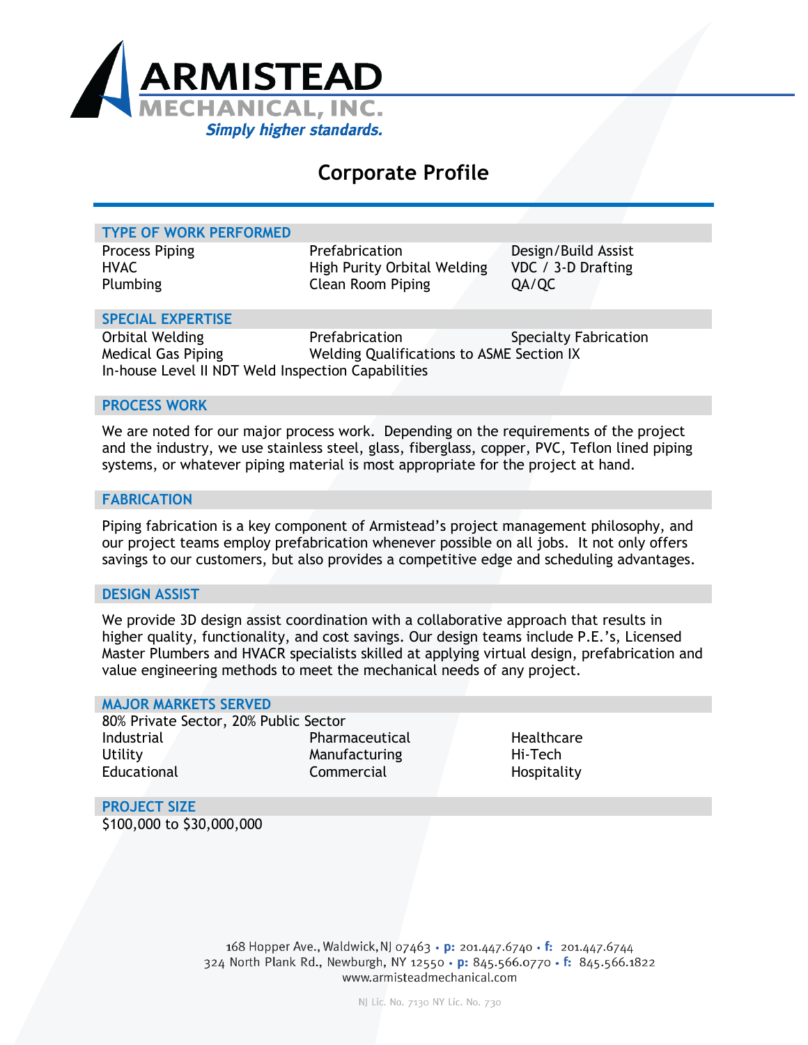# ARMISTEAD MECHANICAL, INC.

*Simply higher standards.*

## Corporate Profile

### TYPE OF WORK PERFORMED

| | | |
|---|---|---|
| Process Piping | Prefabrication | Design/Build Assist |
| HVAC | High Purity Orbital Welding | VDC / 3-D Drafting |
| Plumbing | Clean Room Piping | QA/QC |

### SPECIAL EXPERTISE

| | | |
|---|---|---|
| Orbital Welding | Prefabrication | Specialty Fabrication |
| Medical Gas Piping | Welding Qualifications to ASME Section IX | |

In-house Level II NDT Weld Inspection Capabilities

### PROCESS WORK

We are noted for our major process work. Depending on the requirements of the project and the industry, we use stainless steel, glass, fiberglass, copper, PVC, Teflon lined piping systems, or whatever piping material is most appropriate for the project at hand.

### FABRICATION

Piping fabrication is a key component of Armistead's project management philosophy, and our project teams employ prefabrication whenever possible on all jobs. It not only offers savings to our customers, but also provides a competitive edge and scheduling advantages.

### DESIGN ASSIST

We provide 3D design assist coordination with a collaborative approach that results in higher quality, functionality, and cost savings. Our design teams include P.E.'s, Licensed Master Plumbers and HVACR specialists skilled at applying virtual design, prefabrication and value engineering methods to meet the mechanical needs of any project.

### MAJOR MARKETS SERVED

80% Private Sector, 20% Public Sector

| | | |
|---|---|---|
| Industrial | Pharmaceutical | Healthcare |
| Utility | Manufacturing | Hi-Tech |
| Educational | Commercial | Hospitality |

### PROJECT SIZE

$100,000 to $30,000,000

168 Hopper Ave., Waldwick, NJ 07463 • **p:** 201.447.6740 • **f:** 201.447.6744
324 North Plank Rd., Newburgh, NY 12550 • **p:** 845.566.0770 • **f:** 845.566.1822
www.armisteadmechanical.com

NJ Lic. No. 7130 NY Lic. No. 730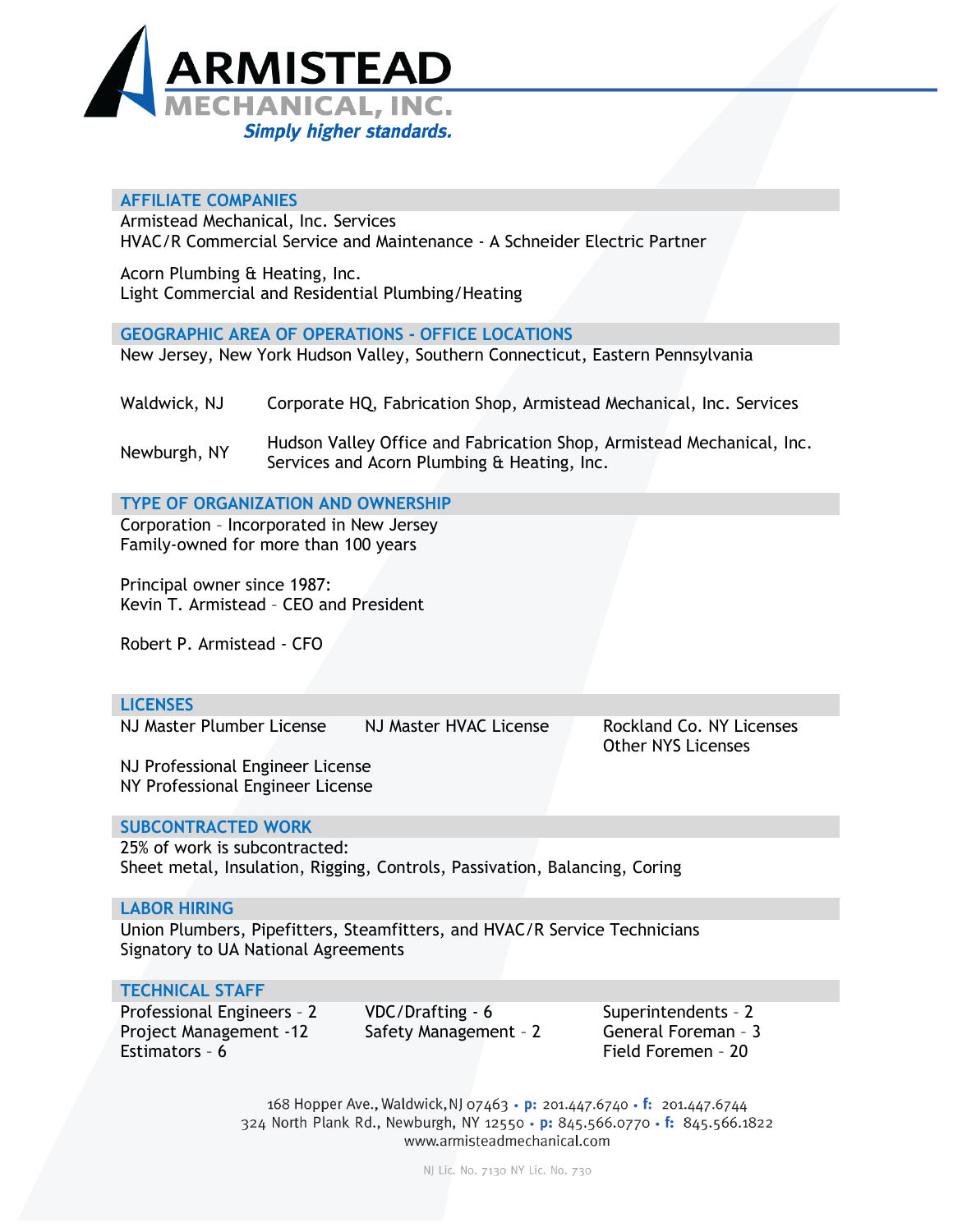# ARMISTEAD MECHANICAL, INC.

*Simply higher standards.*

## AFFILIATE COMPANIES

Armistead Mechanical, Inc. Services
HVAC/R Commercial Service and Maintenance - A Schneider Electric Partner

Acorn Plumbing & Heating, Inc.
Light Commercial and Residential Plumbing/Heating

## GEOGRAPHIC AREA OF OPERATIONS - OFFICE LOCATIONS

New Jersey, New York Hudson Valley, Southern Connecticut, Eastern Pennsylvania

| | |
|---|---|
| Waldwick, NJ | Corporate HQ, Fabrication Shop, Armistead Mechanical, Inc. Services |
| Newburgh, NY | Hudson Valley Office and Fabrication Shop, Armistead Mechanical, Inc. Services and Acorn Plumbing & Heating, Inc. |

## TYPE OF ORGANIZATION AND OWNERSHIP

Corporation – Incorporated in New Jersey
Family-owned for more than 100 years

Principal owner since 1987:
Kevin T. Armistead – CEO and President

Robert P. Armistead - CFO

## LICENSES

NJ Master Plumber License
NJ Master HVAC License
Rockland Co. NY Licenses
Other NYS Licenses
NJ Professional Engineer License
NY Professional Engineer License

## SUBCONTRACTED WORK

25% of work is subcontracted:
Sheet metal, Insulation, Rigging, Controls, Passivation, Balancing, Coring

## LABOR HIRING

Union Plumbers, Pipefitters, Steamfitters, and HVAC/R Service Technicians
Signatory to UA National Agreements

## TECHNICAL STAFF

Professional Engineers – 2
Project Management -12
Estimators – 6
VDC/Drafting - 6
Safety Management – 2
Superintendents – 2
General Foreman – 3
Field Foremen – 20

168 Hopper Ave., Waldwick, NJ 07463 • p: 201.447.6740 • f: 201.447.6744
324 North Plank Rd., Newburgh, NY 12550 • p: 845.566.0770 • f: 845.566.1822
www.armisteadmechanical.com

NJ Lic. No. 7130 NY Lic. No. 730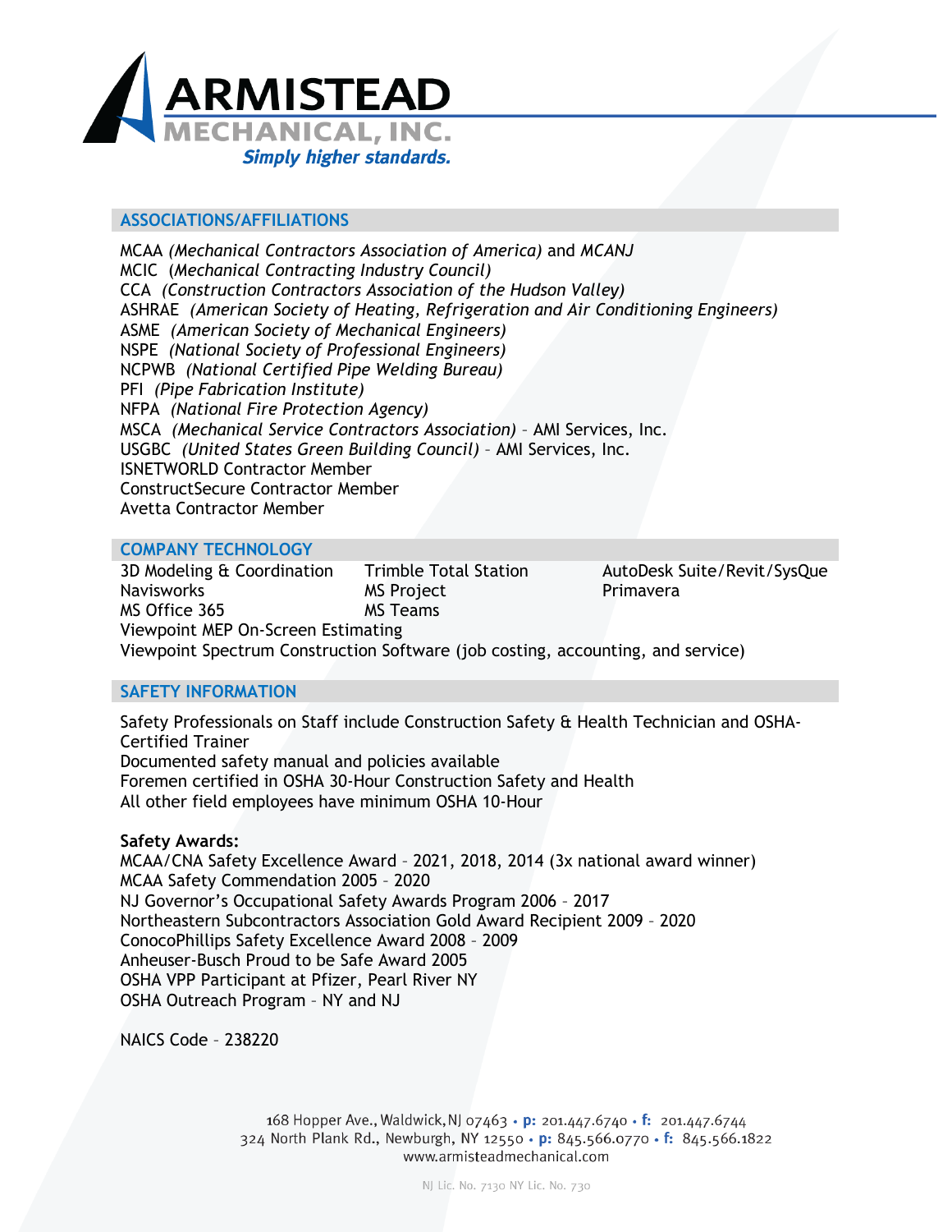**ARMISTEAD**
**MECHANICAL, INC.**
*Simply higher standards.*

## ASSOCIATIONS/AFFILIATIONS

MCAA *(Mechanical Contractors Association of America)* and *MCANJ*
MCIC (*Mechanical Contracting Industry Council)*
CCA *(Construction Contractors Association of the Hudson Valley)*
ASHRAE *(American Society of Heating, Refrigeration and Air Conditioning Engineers)*
ASME *(American Society of Mechanical Engineers)*
NSPE *(National Society of Professional Engineers)*
NCPWB *(National Certified Pipe Welding Bureau)*
PFI *(Pipe Fabrication Institute)*
NFPA *(National Fire Protection Agency)*
MSCA *(Mechanical Service Contractors Association)* – AMI Services, Inc.
USGBC *(United States Green Building Council)* – AMI Services, Inc.
ISNETWORLD Contractor Member
ConstructSecure Contractor Member
Avetta Contractor Member

## COMPANY TECHNOLOGY

3D Modeling & Coordination
Trimble Total Station
AutoDesk Suite/Revit/SysQue
Navisworks
MS Project
Primavera
MS Office 365
MS Teams
Viewpoint MEP On-Screen Estimating
Viewpoint Spectrum Construction Software (job costing, accounting, and service)

## SAFETY INFORMATION

Safety Professionals on Staff include Construction Safety & Health Technician and OSHA-Certified Trainer
Documented safety manual and policies available
Foremen certified in OSHA 30-Hour Construction Safety and Health
All other field employees have minimum OSHA 10-Hour

**Safety Awards:**
MCAA/CNA Safety Excellence Award – 2021, 2018, 2014 (3x national award winner)
MCAA Safety Commendation 2005 – 2020
NJ Governor's Occupational Safety Awards Program 2006 – 2017
Northeastern Subcontractors Association Gold Award Recipient 2009 – 2020
ConocoPhillips Safety Excellence Award 2008 – 2009
Anheuser-Busch Proud to be Safe Award 2005
OSHA VPP Participant at Pfizer, Pearl River NY
OSHA Outreach Program – NY and NJ

NAICS Code – 238220

168 Hopper Ave., Waldwick, NJ 07463 • **p:** 201.447.6740 • **f:** 201.447.6744
324 North Plank Rd., Newburgh, NY 12550 • **p:** 845.566.0770 • **f:** 845.566.1822
www.armisteadmechanical.com

NJ Lic. No. 7130 NY Lic. No. 730